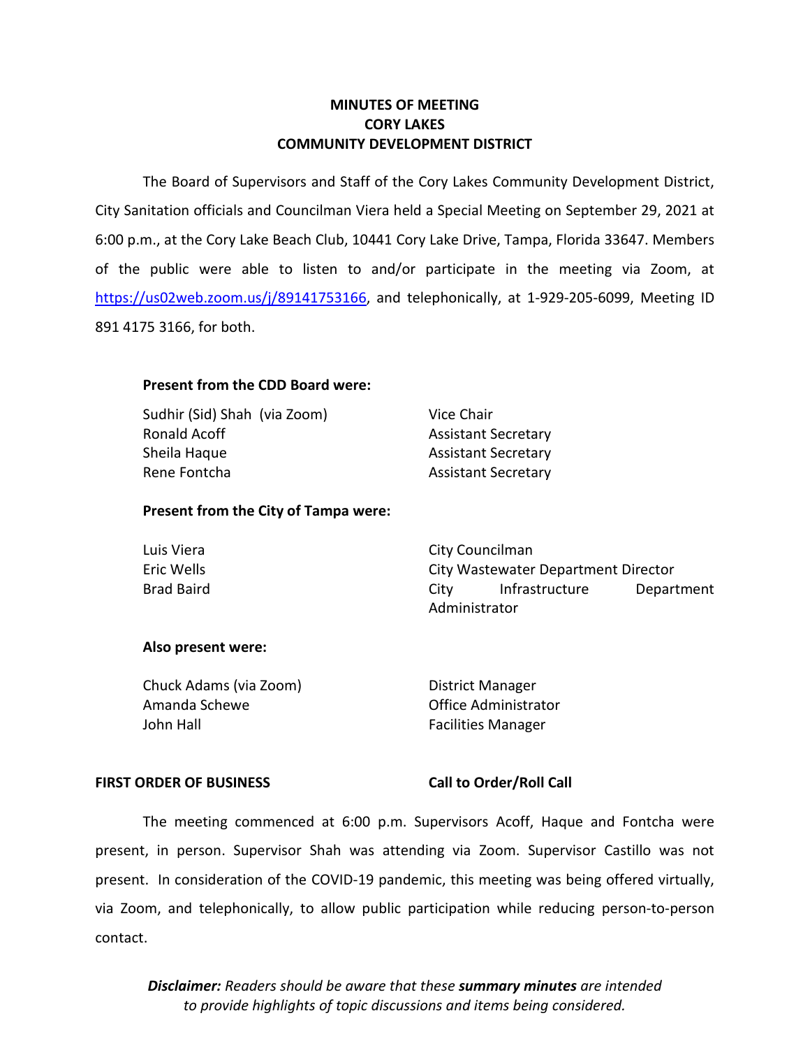# MINUTES OF MEETING
# CORY LAKES
# COMMUNITY DEVELOPMENT DISTRICT

The Board of Supervisors and Staff of the Cory Lakes Community Development District, City Sanitation officials and Councilman Viera held a Special Meeting on September 29, 2021 at 6:00 p.m., at the Cory Lake Beach Club, 10441 Cory Lake Drive, Tampa, Florida 33647. Members of the public were able to listen to and/or participate in the meeting via Zoom, at https://us02web.zoom.us/j/89141753166, and telephonically, at 1-929-205-6099, Meeting ID 891 4175 3166, for both.

**Present from the CDD Board were:**

| | |
|---|---|
| Sudhir (Sid) Shah (via Zoom) | Vice Chair |
| Ronald Acoff | Assistant Secretary |
| Sheila Haque | Assistant Secretary |
| Rene Fontcha | Assistant Secretary |

**Present from the City of Tampa were:**

| | |
|---|---|
| Luis Viera | City Councilman |
| Eric Wells | City Wastewater Department Director |
| Brad Baird | City Infrastructure Department Administrator |

**Also present were:**

| | |
|---|---|
| Chuck Adams (via Zoom) | District Manager |
| Amanda Schewe | Office Administrator |
| John Hall | Facilities Manager |

**FIRST ORDER OF BUSINESS** **Call to Order/Roll Call**

The meeting commenced at 6:00 p.m. Supervisors Acoff, Haque and Fontcha were present, in person. Supervisor Shah was attending via Zoom. Supervisor Castillo was not present. In consideration of the COVID-19 pandemic, this meeting was being offered virtually, via Zoom, and telephonically, to allow public participation while reducing person-to-person contact.

***Disclaimer:** Readers should be aware that these **summary minutes** are intended to provide highlights of topic discussions and items being considered.*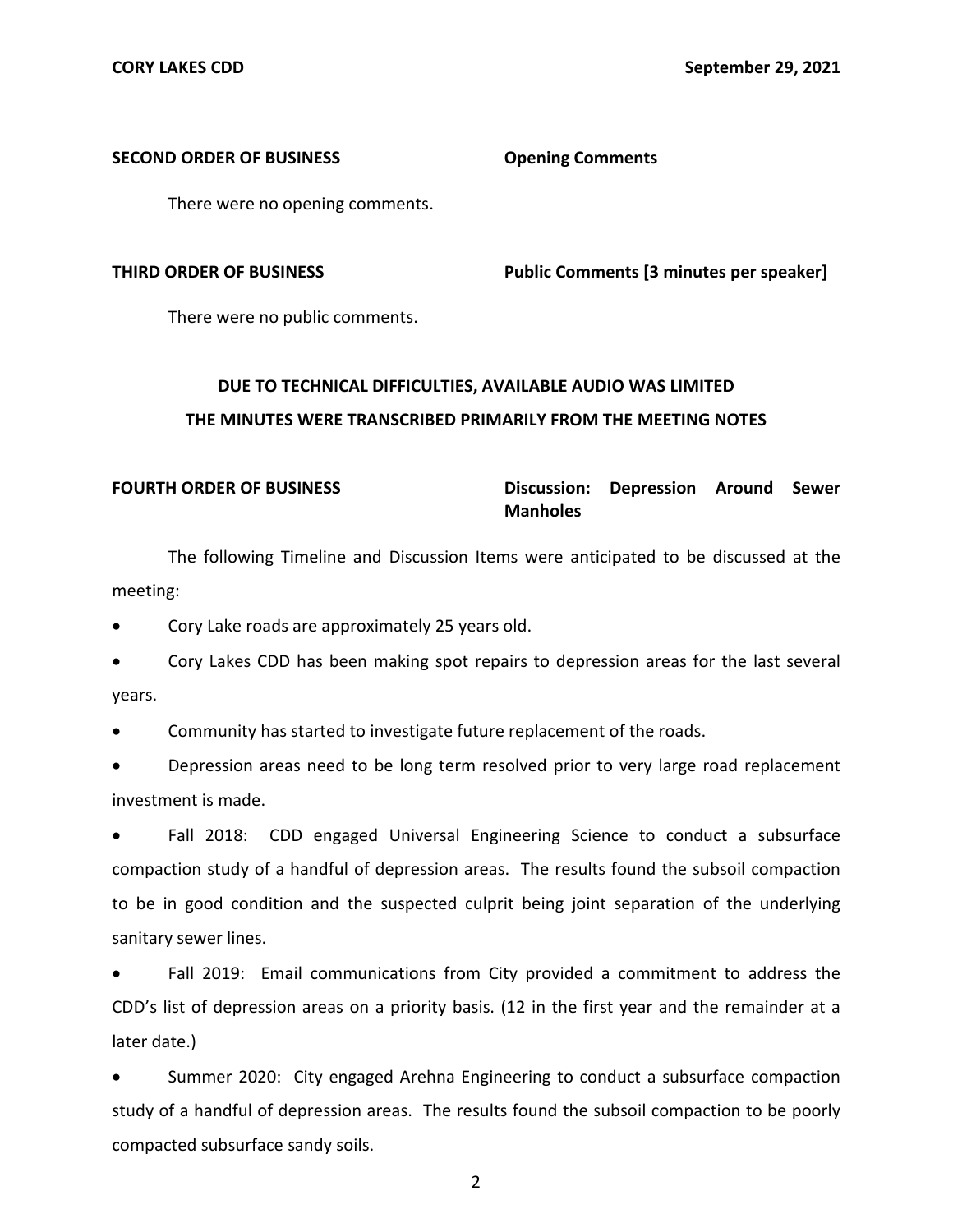**SECOND ORDER OF BUSINESS** **Opening Comments**

There were no opening comments.

**THIRD ORDER OF BUSINESS** **Public Comments [3 minutes per speaker]**

There were no public comments.

**DUE TO TECHNICAL DIFFICULTIES, AVAILABLE AUDIO WAS LIMITED**
**THE MINUTES WERE TRANSCRIBED PRIMARILY FROM THE MEETING NOTES**

**FOURTH ORDER OF BUSINESS** **Discussion: Depression Around Sewer Manholes**

The following Timeline and Discussion Items were anticipated to be discussed at the meeting:

- Cory Lake roads are approximately 25 years old.
- Cory Lakes CDD has been making spot repairs to depression areas for the last several years.
- Community has started to investigate future replacement of the roads.
- Depression areas need to be long term resolved prior to very large road replacement investment is made.
- Fall 2018: CDD engaged Universal Engineering Science to conduct a subsurface compaction study of a handful of depression areas. The results found the subsoil compaction to be in good condition and the suspected culprit being joint separation of the underlying sanitary sewer lines.
- Fall 2019: Email communications from City provided a commitment to address the CDD's list of depression areas on a priority basis. (12 in the first year and the remainder at a later date.)
- Summer 2020: City engaged Arehna Engineering to conduct a subsurface compaction study of a handful of depression areas. The results found the subsoil compaction to be poorly compacted subsurface sandy soils.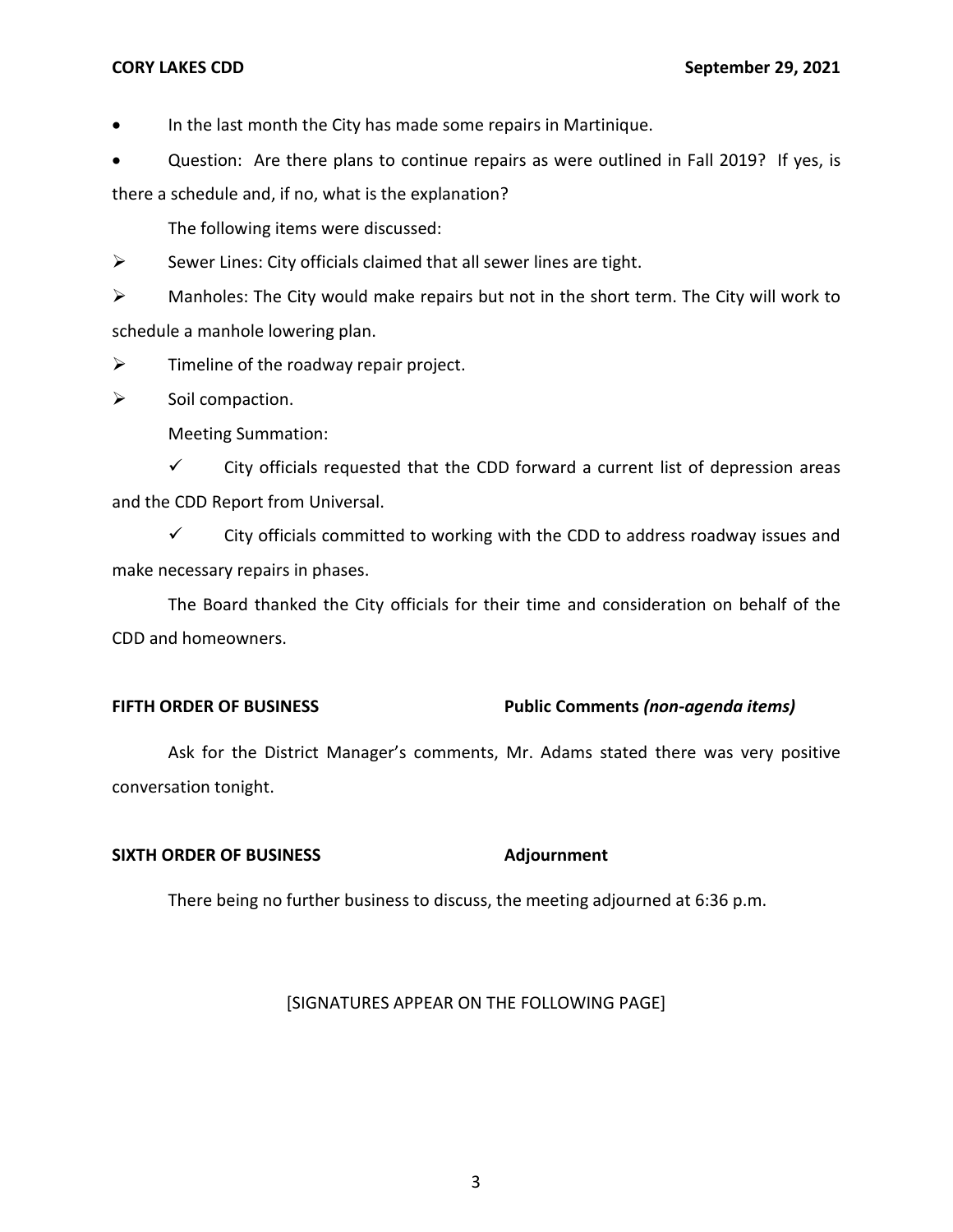- In the last month the City has made some repairs in Martinique.
- Question: Are there plans to continue repairs as were outlined in Fall 2019? If yes, is there a schedule and, if no, what is the explanation?

The following items were discussed:

- Sewer Lines: City officials claimed that all sewer lines are tight.
- Manholes: The City would make repairs but not in the short term. The City will work to schedule a manhole lowering plan.
- Timeline of the roadway repair project.
- Soil compaction.

Meeting Summation:

- ✓ City officials requested that the CDD forward a current list of depression areas and the CDD Report from Universal.
- ✓ City officials committed to working with the CDD to address roadway issues and make necessary repairs in phases.

The Board thanked the City officials for their time and consideration on behalf of the CDD and homeowners.

**FIFTH ORDER OF BUSINESS** **Public Comments *(non-agenda items)***

Ask for the District Manager's comments, Mr. Adams stated there was very positive conversation tonight.

**SIXTH ORDER OF BUSINESS** **Adjournment**

There being no further business to discuss, the meeting adjourned at 6:36 p.m.

[SIGNATURES APPEAR ON THE FOLLOWING PAGE]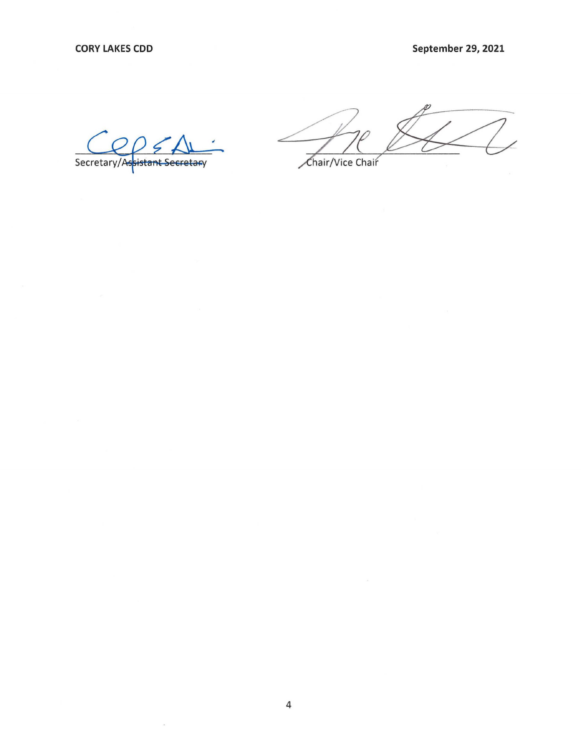Secretary/~~Assistant Secretary~~

Chair/Vice Chair